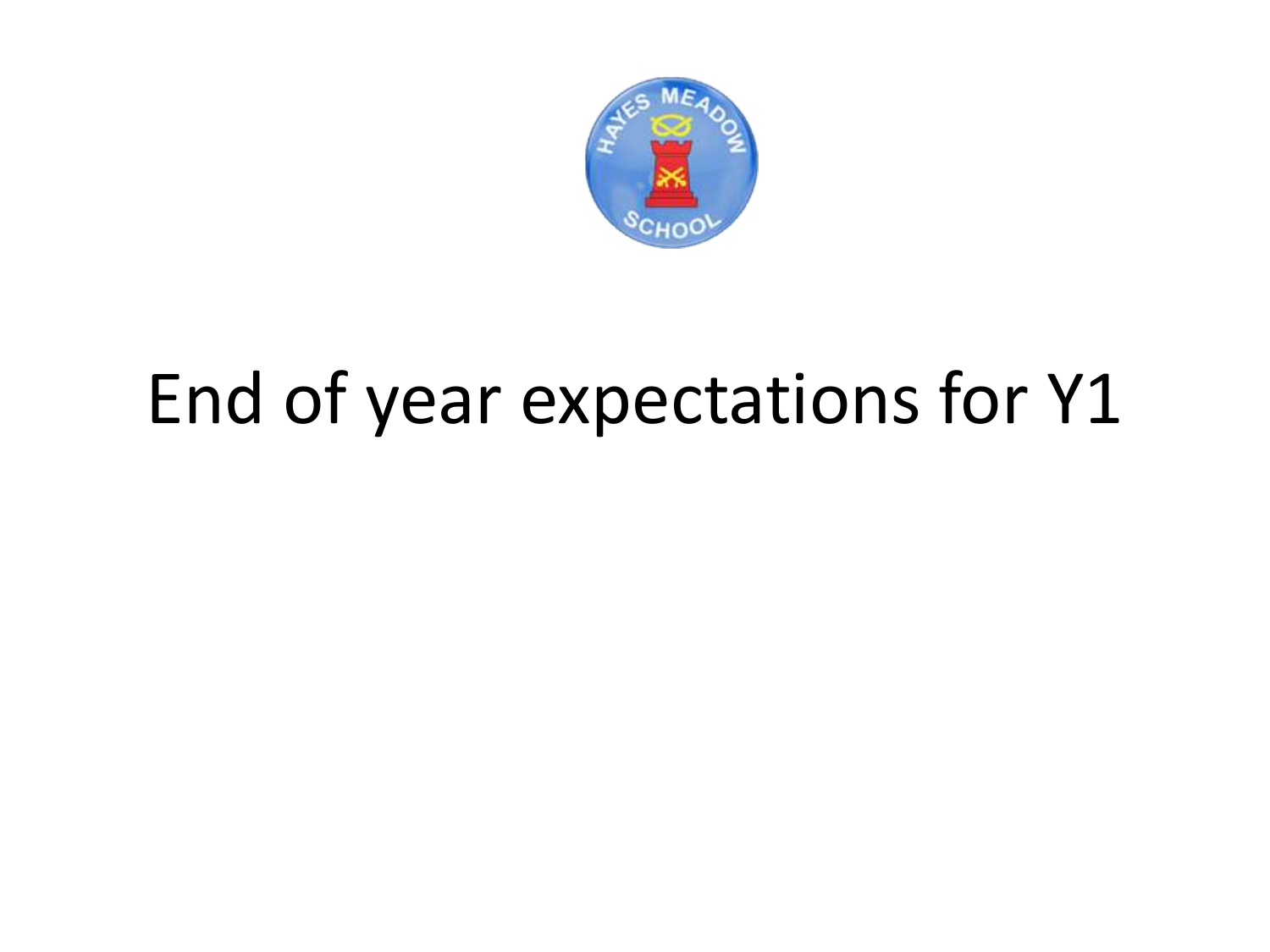# End of year expectations for Y1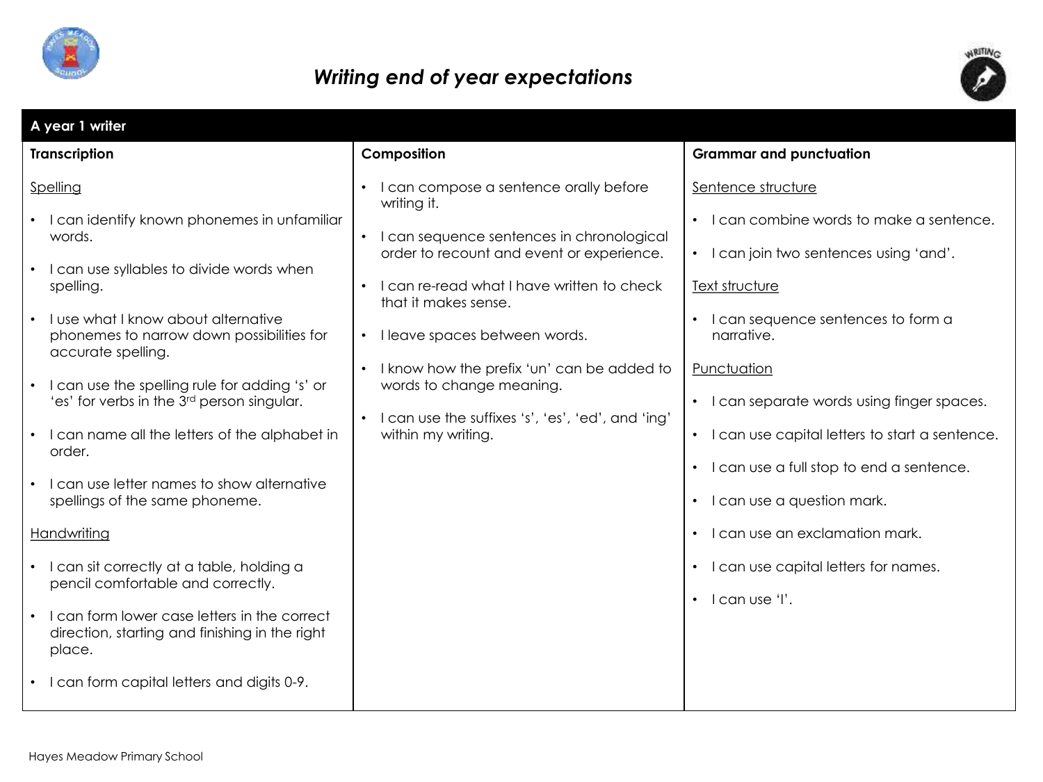// Writing end of year expectations

# *Writing end of year expectations*

## A year 1 writer

### Transcription

Spelling

- I can identify known phonemes in unfamiliar words.
- I can use syllables to divide words when spelling.
- I use what I know about alternative phonemes to narrow down possibilities for accurate spelling.
- I can use the spelling rule for adding 's' or 'es' for verbs in the 3rd person singular.
- I can name all the letters of the alphabet in order.
- I can use letter names to show alternative spellings of the same phoneme.

Handwriting

- I can sit correctly at a table, holding a pencil comfortable and correctly.
- I can form lower case letters in the correct direction, starting and finishing in the right place.
- I can form capital letters and digits 0-9.

### Composition

- I can compose a sentence orally before writing it.
- I can sequence sentences in chronological order to recount and event or experience.
- I can re-read what I have written to check that it makes sense.
- I leave spaces between words.
- I know how the prefix 'un' can be added to words to change meaning.
- I can use the suffixes 's', 'es', 'ed', and 'ing' within my writing.

### Grammar and punctuation

Sentence structure

- I can combine words to make a sentence.
- I can join two sentences using 'and'.

Text structure

- I can sequence sentences to form a narrative.

Punctuation

- I can separate words using finger spaces.
- I can use capital letters to start a sentence.
- I can use a full stop to end a sentence.
- I can use a question mark.
- I can use an exclamation mark.
- I can use capital letters for names.
- I can use 'I'.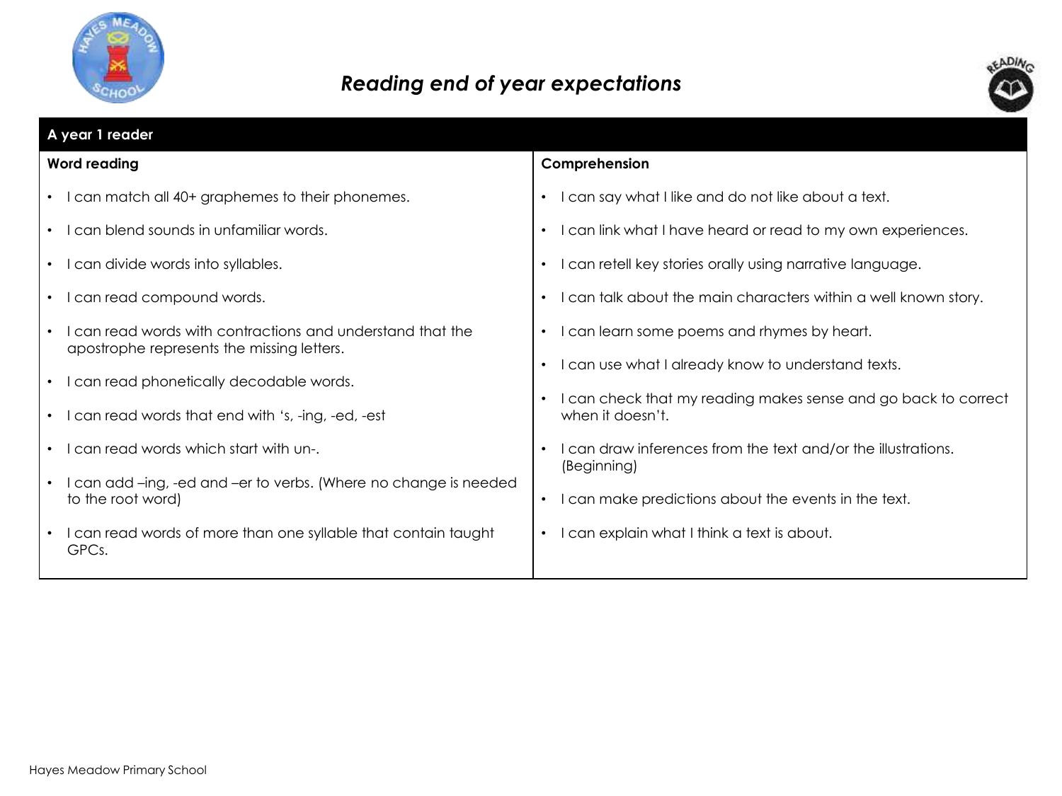# *Reading end of year expectations*

| A year 1 reader | |
|---|---|
| **Word reading** | **Comprehension** |
| • I can match all 40+ graphemes to their phonemes.<br>• I can blend sounds in unfamiliar words.<br>• I can divide words into syllables.<br>• I can read compound words.<br>• I can read words with contractions and understand that the apostrophe represents the missing letters.<br>• I can read phonetically decodable words.<br>• I can read words that end with 's, -ing, -ed, -est<br>• I can read words which start with un-.<br>• I can add –ing, -ed and –er to verbs. (Where no change is needed to the root word)<br>• I can read words of more than one syllable that contain taught GPCs. | • I can say what I like and do not like about a text.<br>• I can link what I have heard or read to my own experiences.<br>• I can retell key stories orally using narrative language.<br>• I can talk about the main characters within a well known story.<br>• I can learn some poems and rhymes by heart.<br>• I can use what I already know to understand texts.<br>• I can check that my reading makes sense and go back to correct when it doesn't.<br>• I can draw inferences from the text and/or the illustrations. (Beginning)<br>• I can make predictions about the events in the text.<br>• I can explain what I think a text is about. |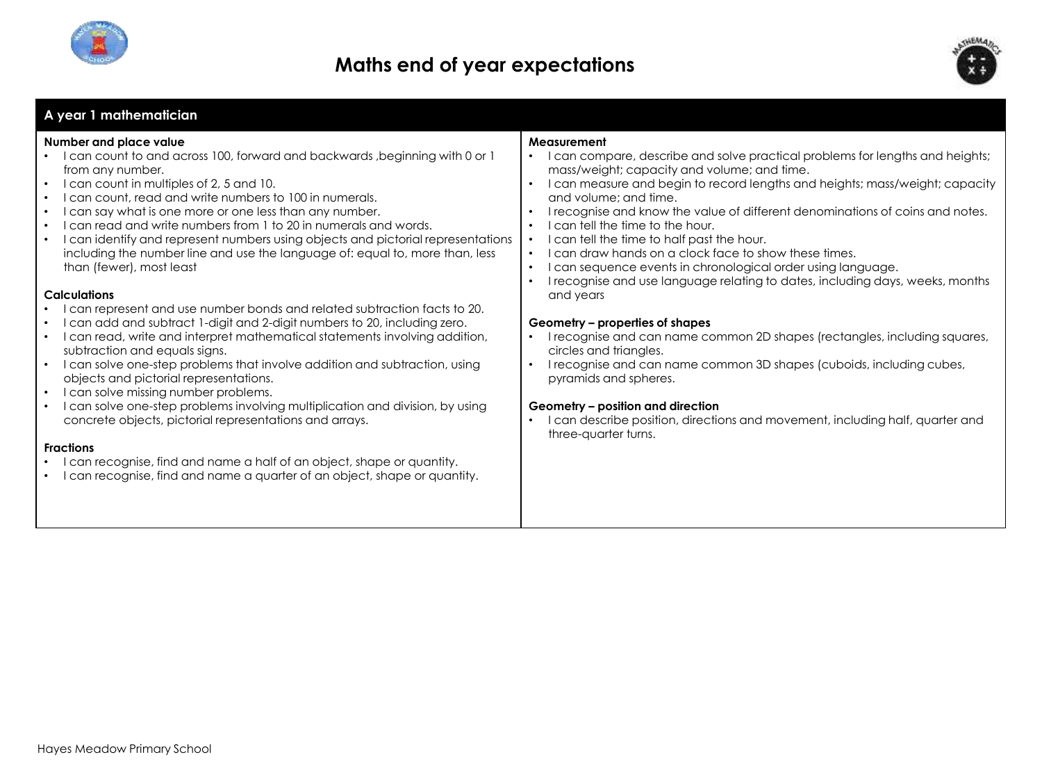# Maths end of year expectations

## A year 1 mathematician

**Number and place value**

- I can count to and across 100, forward and backwards ,beginning with 0 or 1 from any number.
- I can count in multiples of 2, 5 and 10.
- I can count, read and write numbers to 100 in numerals.
- I can say what is one more or one less than any number.
- I can read and write numbers from 1 to 20 in numerals and words.
- I can identify and represent numbers using objects and pictorial representations including the number line and use the language of: equal to, more than, less than (fewer), most least

**Calculations**

- I can represent and use number bonds and related subtraction facts to 20.
- I can add and subtract 1-digit and 2-digit numbers to 20, including zero.
- I can read, write and interpret mathematical statements involving addition, subtraction and equals signs.
- I can solve one-step problems that involve addition and subtraction, using objects and pictorial representations.
- I can solve missing number problems.
- I can solve one-step problems involving multiplication and division, by using concrete objects, pictorial representations and arrays.

**Fractions**

- I can recognise, find and name a half of an object, shape or quantity.
- I can recognise, find and name a quarter of an object, shape or quantity.

**Measurement**

- I can compare, describe and solve practical problems for lengths and heights; mass/weight; capacity and volume; and time.
- I can measure and begin to record lengths and heights; mass/weight; capacity and volume; and time.
- I recognise and know the value of different denominations of coins and notes.
- I can tell the time to the hour.
- I can tell the time to half past the hour.
- I can draw hands on a clock face to show these times.
- I can sequence events in chronological order using language.
- I recognise and use language relating to dates, including days, weeks, months and years

**Geometry – properties of shapes**

- I recognise and can name common 2D shapes (rectangles, including squares, circles and triangles.
- I recognise and can name common 3D shapes (cuboids, including cubes, pyramids and spheres.

**Geometry – position and direction**

- I can describe position, directions and movement, including half, quarter and three-quarter turns.